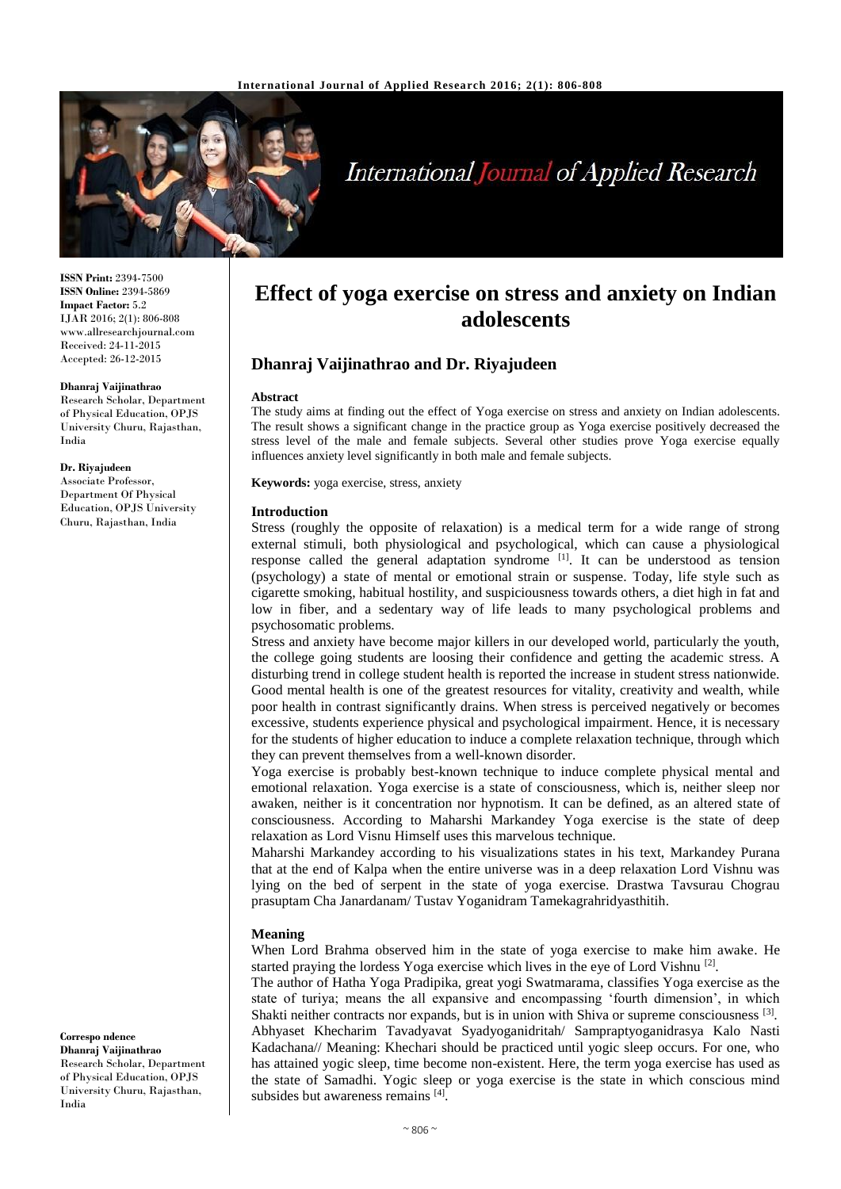**ISSN Print:** 2394-7500
**ISSN Online:** 2394-5869
**Impact Factor:** 5.2
IJAR 2016; 2(1): 806-808
www.allresearchjournal.com
Received: 24-11-2015
Accepted: 26-12-2015

**Dhanraj Vaijinathrao**
Research Scholar, Department of Physical Education, OPJS University Churu, Rajasthan, India

**Dr. Riyajudeen**
Associate Professor, Department Of Physical Education, OPJS University Churu, Rajasthan, India

**Correspondence**
**Dhanraj Vaijinathrao**
Research Scholar, Department of Physical Education, OPJS University Churu, Rajasthan, India

# Effect of yoga exercise on stress and anxiety on Indian adolescents

## Dhanraj Vaijinathrao and Dr. Riyajudeen

### Abstract

The study aims at finding out the effect of Yoga exercise on stress and anxiety on Indian adolescents. The result shows a significant change in the practice group as Yoga exercise positively decreased the stress level of the male and female subjects. Several other studies prove Yoga exercise equally influences anxiety level significantly in both male and female subjects.

**Keywords:** yoga exercise, stress, anxiety

### Introduction

Stress (roughly the opposite of relaxation) is a medical term for a wide range of strong external stimuli, both physiological and psychological, which can cause a physiological response called the general adaptation syndrome [1]. It can be understood as tension (psychology) a state of mental or emotional strain or suspense. Today, life style such as cigarette smoking, habitual hostility, and suspiciousness towards others, a diet high in fat and low in fiber, and a sedentary way of life leads to many psychological problems and psychosomatic problems.

Stress and anxiety have become major killers in our developed world, particularly the youth, the college going students are loosing their confidence and getting the academic stress. A disturbing trend in college student health is reported the increase in student stress nationwide. Good mental health is one of the greatest resources for vitality, creativity and wealth, while poor health in contrast significantly drains. When stress is perceived negatively or becomes excessive, students experience physical and psychological impairment. Hence, it is necessary for the students of higher education to induce a complete relaxation technique, through which they can prevent themselves from a well-known disorder.

Yoga exercise is probably best-known technique to induce complete physical mental and emotional relaxation. Yoga exercise is a state of consciousness, which is, neither sleep nor awaken, neither is it concentration nor hypnotism. It can be defined, as an altered state of consciousness. According to Maharshi Markandey Yoga exercise is the state of deep relaxation as Lord Visnu Himself uses this marvelous technique.

Maharshi Markandey according to his visualizations states in his text, Markandey Purana that at the end of Kalpa when the entire universe was in a deep relaxation Lord Vishnu was lying on the bed of serpent in the state of yoga exercise. Drastwa Tavsurau Chograu prasuptam Cha Janardanam/ Tustav Yoganidram Tamekagrahridyasthitih.

### Meaning

When Lord Brahma observed him in the state of yoga exercise to make him awake. He started praying the lordess Yoga exercise which lives in the eye of Lord Vishnu [2].

The author of Hatha Yoga Pradipika, great yogi Swatmarama, classifies Yoga exercise as the state of turiya; means the all expansive and encompassing 'fourth dimension', in which Shakti neither contracts nor expands, but is in union with Shiva or supreme consciousness [3].

Abhyaset Khecharim Tavadyavat Syadyoganidritah/ Sampraptyoganidrasya Kalo Nasti Kadachana// Meaning: Khechari should be practiced until yogic sleep occurs. For one, who has attained yogic sleep, time become non-existent. Here, the term yoga exercise has used as the state of Samadhi. Yogic sleep or yoga exercise is the state in which conscious mind subsides but awareness remains [4].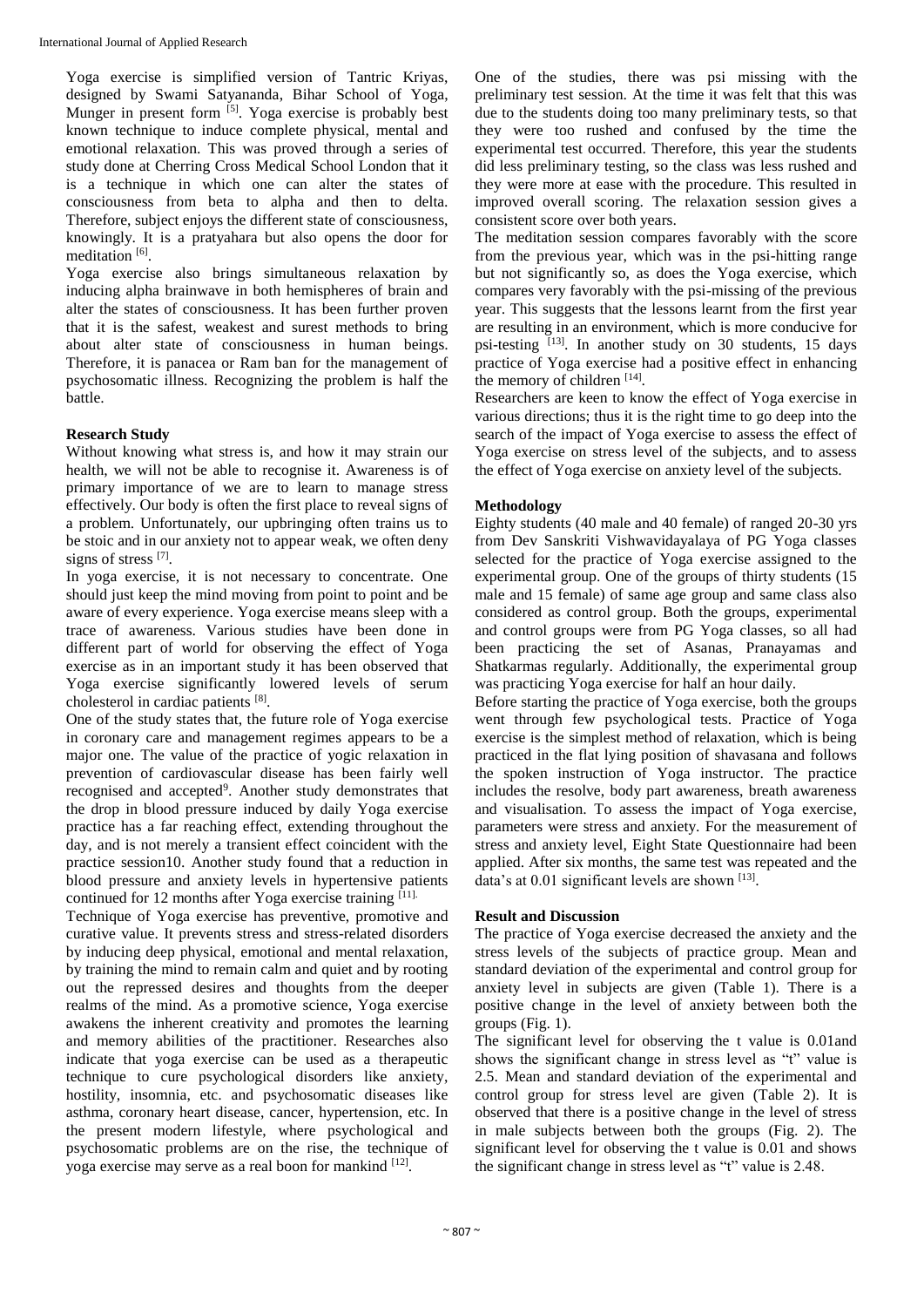Yoga exercise is simplified version of Tantric Kriyas, designed by Swami Satyananda, Bihar School of Yoga, Munger in present form [5]. Yoga exercise is probably best known technique to induce complete physical, mental and emotional relaxation. This was proved through a series of study done at Cherring Cross Medical School London that it is a technique in which one can alter the states of consciousness from beta to alpha and then to delta. Therefore, subject enjoys the different state of consciousness, knowingly. It is a pratyahara but also opens the door for meditation [6].

Yoga exercise also brings simultaneous relaxation by inducing alpha brainwave in both hemispheres of brain and alter the states of consciousness. It has been further proven that it is the safest, weakest and surest methods to bring about alter state of consciousness in human beings. Therefore, it is panacea or Ram ban for the management of psychosomatic illness. Recognizing the problem is half the battle.

### Research Study

Without knowing what stress is, and how it may strain our health, we will not be able to recognise it. Awareness is of primary importance of we are to learn to manage stress effectively. Our body is often the first place to reveal signs of a problem. Unfortunately, our upbringing often trains us to be stoic and in our anxiety not to appear weak, we often deny signs of stress [7].

In yoga exercise, it is not necessary to concentrate. One should just keep the mind moving from point to point and be aware of every experience. Yoga exercise means sleep with a trace of awareness. Various studies have been done in different part of world for observing the effect of Yoga exercise as in an important study it has been observed that Yoga exercise significantly lowered levels of serum cholesterol in cardiac patients [8].

One of the study states that, the future role of Yoga exercise in coronary care and management regimes appears to be a major one. The value of the practice of yogic relaxation in prevention of cardiovascular disease has been fairly well recognised and accepted[9]. Another study demonstrates that the drop in blood pressure induced by daily Yoga exercise practice has a far reaching effect, extending throughout the day, and is not merely a transient effect coincident with the practice session10. Another study found that a reduction in blood pressure and anxiety levels in hypertensive patients continued for 12 months after Yoga exercise training [11].

Technique of Yoga exercise has preventive, promotive and curative value. It prevents stress and stress-related disorders by inducing deep physical, emotional and mental relaxation, by training the mind to remain calm and quiet and by rooting out the repressed desires and thoughts from the deeper realms of the mind. As a promotive science, Yoga exercise awakens the inherent creativity and promotes the learning and memory abilities of the practitioner. Researches also indicate that yoga exercise can be used as a therapeutic technique to cure psychological disorders like anxiety, hostility, insomnia, etc. and psychosomatic diseases like asthma, coronary heart disease, cancer, hypertension, etc. In the present modern lifestyle, where psychological and psychosomatic problems are on the rise, the technique of yoga exercise may serve as a real boon for mankind [12].

One of the studies, there was psi missing with the preliminary test session. At the time it was felt that this was due to the students doing too many preliminary tests, so that they were too rushed and confused by the time the experimental test occurred. Therefore, this year the students did less preliminary testing, so the class was less rushed and they were more at ease with the procedure. This resulted in improved overall scoring. The relaxation session gives a consistent score over both years.

The meditation session compares favorably with the score from the previous year, which was in the psi-hitting range but not significantly so, as does the Yoga exercise, which compares very favorably with the psi-missing of the previous year. This suggests that the lessons learnt from the first year are resulting in an environment, which is more conducive for psi-testing [13]. In another study on 30 students, 15 days practice of Yoga exercise had a positive effect in enhancing the memory of children [14].

Researchers are keen to know the effect of Yoga exercise in various directions; thus it is the right time to go deep into the search of the impact of Yoga exercise to assess the effect of Yoga exercise on stress level of the subjects, and to assess the effect of Yoga exercise on anxiety level of the subjects.

### Methodology

Eighty students (40 male and 40 female) of ranged 20-30 yrs from Dev Sanskriti Vishwavidayalaya of PG Yoga classes selected for the practice of Yoga exercise assigned to the experimental group. One of the groups of thirty students (15 male and 15 female) of same age group and same class also considered as control group. Both the groups, experimental and control groups were from PG Yoga classes, so all had been practicing the set of Asanas, Pranayamas and Shatkarmas regularly. Additionally, the experimental group was practicing Yoga exercise for half an hour daily.

Before starting the practice of Yoga exercise, both the groups went through few psychological tests. Practice of Yoga exercise is the simplest method of relaxation, which is being practiced in the flat lying position of shavasana and follows the spoken instruction of Yoga instructor. The practice includes the resolve, body part awareness, breath awareness and visualisation. To assess the impact of Yoga exercise, parameters were stress and anxiety. For the measurement of stress and anxiety level, Eight State Questionnaire had been applied. After six months, the same test was repeated and the data's at 0.01 significant levels are shown [13].

### Result and Discussion

The practice of Yoga exercise decreased the anxiety and the stress levels of the subjects of practice group. Mean and standard deviation of the experimental and control group for anxiety level in subjects are given (Table 1). There is a positive change in the level of anxiety between both the groups (Fig. 1).

The significant level for observing the t value is 0.01and shows the significant change in stress level as "t" value is 2.5. Mean and standard deviation of the experimental and control group for stress level are given (Table 2). It is observed that there is a positive change in the level of stress in male subjects between both the groups (Fig. 2). The significant level for observing the t value is 0.01 and shows the significant change in stress level as "t" value is 2.48.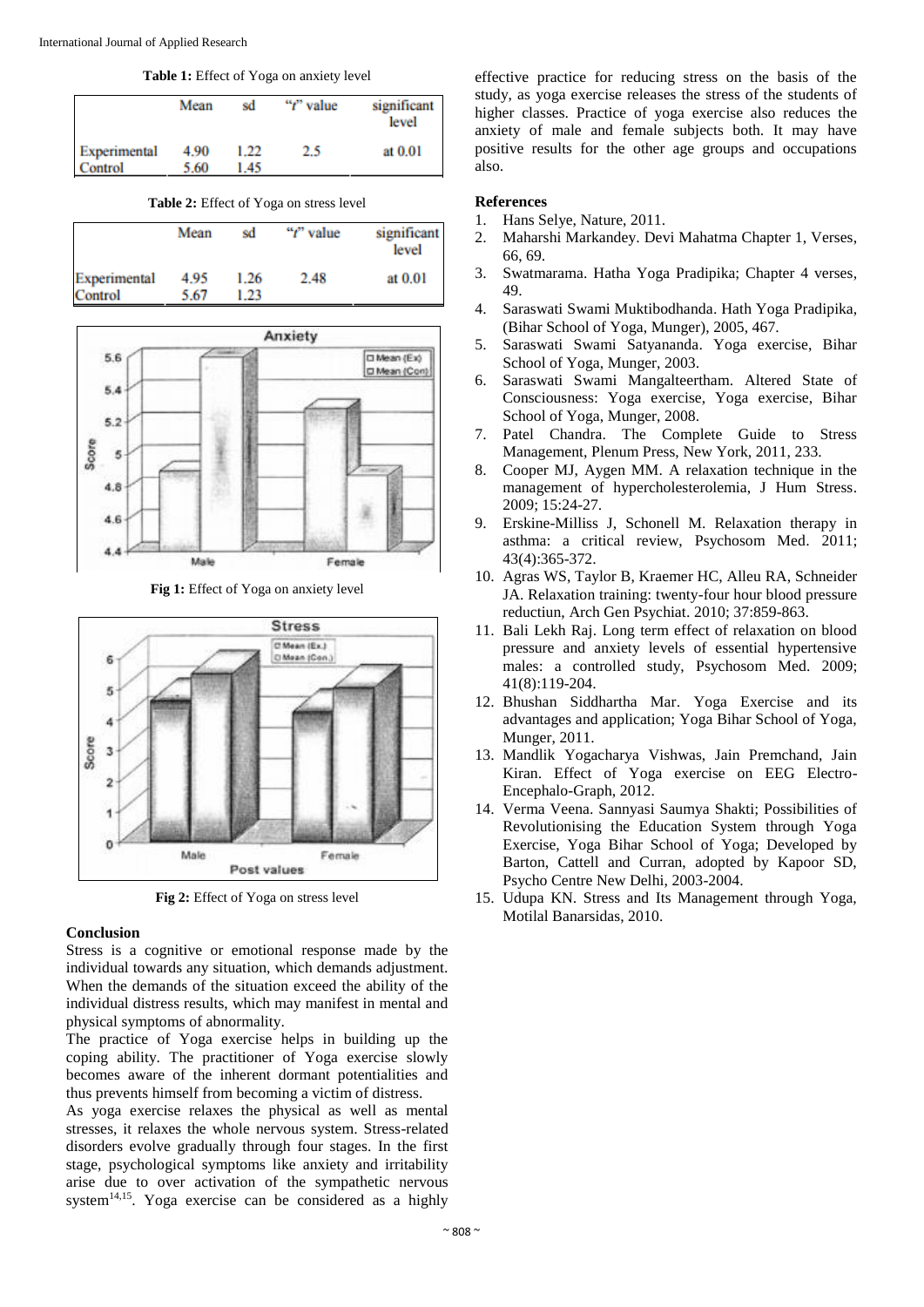**Table 1:** Effect of Yoga on anxiety level

| | Mean | sd | "t" value | significant level |
|---|---|---|---|---|
| Experimental | 4.90 | 1.22 | 2.5 | at 0.01 |
| Control | 5.60 | 1.45 | | |

**Table 2:** Effect of Yoga on stress level

| | Mean | sd | "t" value | significant level |
|---|---|---|---|---|
| Experimental | 4.95 | 1.26 | 2.48 | at 0.01 |
| Control | 5.67 | 1.23 | | |

Anxiety

Mean (Ex)
Mean (Con)

Score

5.6
5.4
5.2
5
4.8
4.6
4.4

Male
Female

**Fig 1:** Effect of Yoga on anxiety level

Stress

Mean (Ex.)
Mean (Con.)

Score

6
5
4
3
2
1
0

Male
Female

Post values

**Fig 2:** Effect of Yoga on stress level

## Conclusion

Stress is a cognitive or emotional response made by the individual towards any situation, which demands adjustment. When the demands of the situation exceed the ability of the individual distress results, which may manifest in mental and physical symptoms of abnormality.

The practice of Yoga exercise helps in building up the coping ability. The practitioner of Yoga exercise slowly becomes aware of the inherent dormant potentialities and thus prevents himself from becoming a victim of distress.

As yoga exercise relaxes the physical as well as mental stresses, it relaxes the whole nervous system. Stress-related disorders evolve gradually through four stages. In the first stage, psychological symptoms like anxiety and irritability arise due to over activation of the sympathetic nervous system[14,15]. Yoga exercise can be considered as a highly effective practice for reducing stress on the basis of the study, as yoga exercise releases the stress of the students of higher classes. Practice of yoga exercise also reduces the anxiety of male and female subjects both. It may have positive results for the other age groups and occupations also.

## References

1. Hans Selye, Nature, 2011.
2. Maharshi Markandey. Devi Mahatma Chapter 1, Verses, 66, 69.
3. Swatmarama. Hatha Yoga Pradipika; Chapter 4 verses, 49.
4. Saraswati Swami Muktibodhanda. Hath Yoga Pradipika, (Bihar School of Yoga, Munger), 2005, 467.
5. Saraswati Swami Satyananda. Yoga exercise, Bihar School of Yoga, Munger, 2003.
6. Saraswati Swami Mangalteertham. Altered State of Consciousness: Yoga exercise, Yoga exercise, Bihar School of Yoga, Munger, 2008.
7. Patel Chandra. The Complete Guide to Stress Management, Plenum Press, New York, 2011, 233.
8. Cooper MJ, Aygen MM. A relaxation technique in the management of hypercholesterolemia, J Hum Stress. 2009; 15:24-27.
9. Erskine-Milliss J, Schonell M. Relaxation therapy in asthma: a critical review, Psychosom Med. 2011; 43(4):365-372.
10. Agras WS, Taylor B, Kraemer HC, Alleu RA, Schneider JA. Relaxation training: twenty-four hour blood pressure reductiun, Arch Gen Psychiat. 2010; 37:859-863.
11. Bali Lekh Raj. Long term effect of relaxation on blood pressure and anxiety levels of essential hypertensive males: a controlled study, Psychosom Med. 2009; 41(8):119-204.
12. Bhushan Siddhartha Mar. Yoga Exercise and its advantages and application; Yoga Bihar School of Yoga, Munger, 2011.
13. Mandlik Yogacharya Vishwas, Jain Premchand, Jain Kiran. Effect of Yoga exercise on EEG Electro-Encephalo-Graph, 2012.
14. Verma Veena. Sannyasi Saumya Shakti; Possibilities of Revolutionising the Education System through Yoga Exercise, Yoga Bihar School of Yoga; Developed by Barton, Cattell and Curran, adopted by Kapoor SD, Psycho Centre New Delhi, 2003-2004.
15. Udupa KN. Stress and Its Management through Yoga, Motilal Banarsidas, 2010.